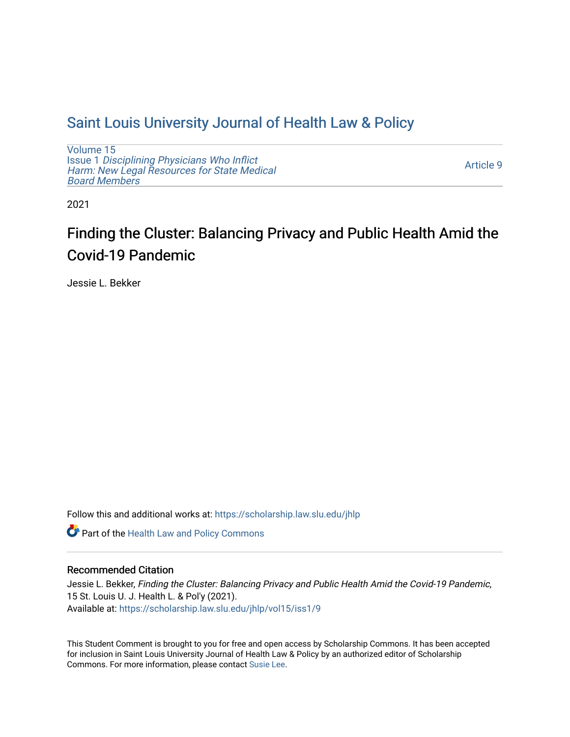# Saint Louis University Journal of Health Law & Policy

Volume 15
Issue 1 *Disciplining Physicians Who Inflict Harm: New Legal Resources for State Medical Board Members*

Article 9

2021

## Finding the Cluster: Balancing Privacy and Public Health Amid the Covid-19 Pandemic

Jessie L. Bekker

Follow this and additional works at: https://scholarship.law.slu.edu/jhlp

Part of the Health Law and Policy Commons

### Recommended Citation

Jessie L. Bekker, *Finding the Cluster: Balancing Privacy and Public Health Amid the Covid-19 Pandemic*, 15 St. Louis U. J. Health L. & Pol'y (2021).
Available at: https://scholarship.law.slu.edu/jhlp/vol15/iss1/9

This Student Comment is brought to you for free and open access by Scholarship Commons. It has been accepted for inclusion in Saint Louis University Journal of Health Law & Policy by an authorized editor of Scholarship Commons. For more information, please contact Susie Lee.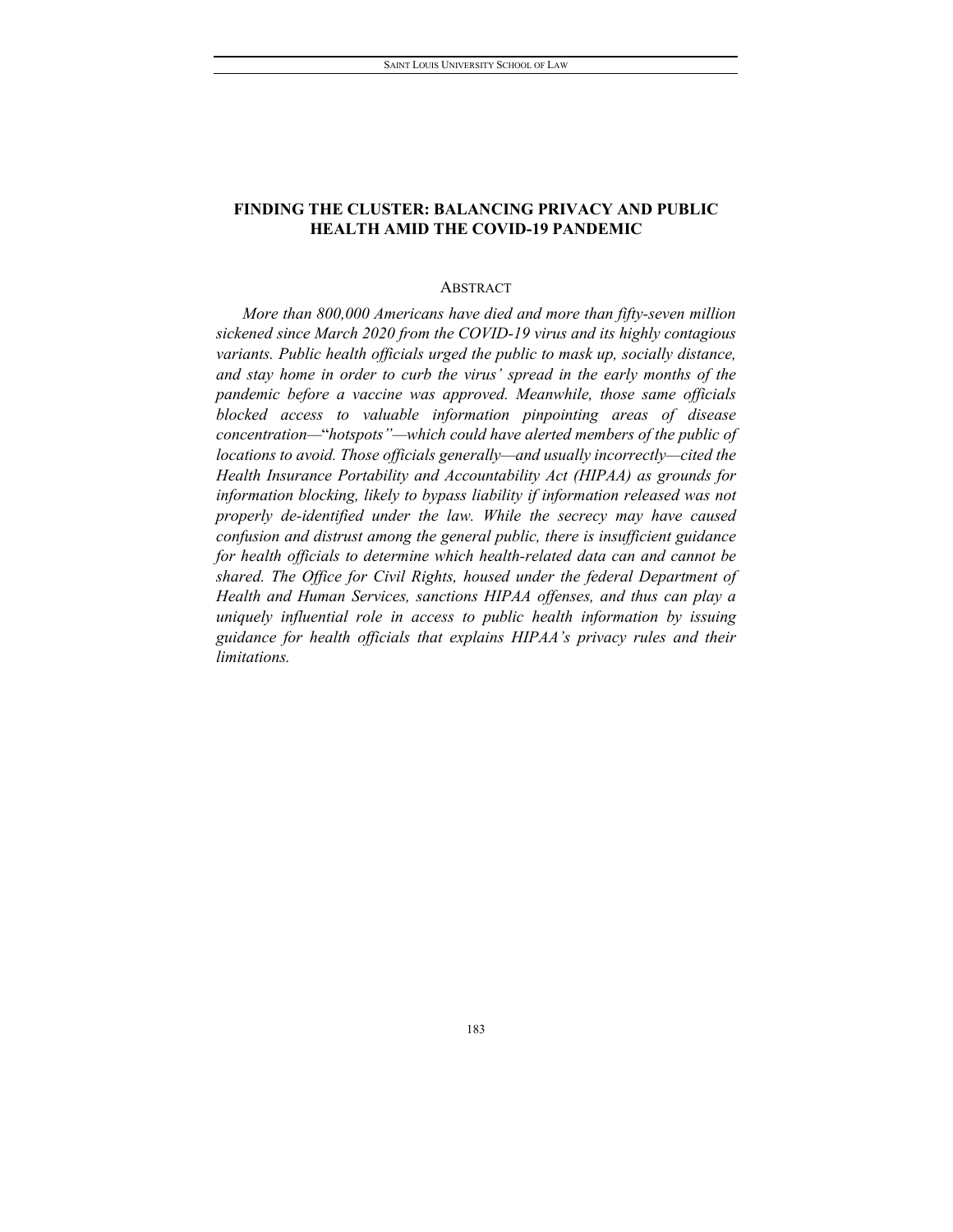# FINDING THE CLUSTER: BALANCING PRIVACY AND PUBLIC HEALTH AMID THE COVID-19 PANDEMIC

## ABSTRACT

*More than 800,000 Americans have died and more than fifty-seven million sickened since March 2020 from the COVID-19 virus and its highly contagious variants. Public health officials urged the public to mask up, socially distance, and stay home in order to curb the virus' spread in the early months of the pandemic before a vaccine was approved. Meanwhile, those same officials blocked access to valuable information pinpointing areas of disease concentration—"hotspots"—which could have alerted members of the public of locations to avoid. Those officials generally—and usually incorrectly—cited the Health Insurance Portability and Accountability Act (HIPAA) as grounds for information blocking, likely to bypass liability if information released was not properly de-identified under the law. While the secrecy may have caused confusion and distrust among the general public, there is insufficient guidance for health officials to determine which health-related data can and cannot be shared. The Office for Civil Rights, housed under the federal Department of Health and Human Services, sanctions HIPAA offenses, and thus can play a uniquely influential role in access to public health information by issuing guidance for health officials that explains HIPAA's privacy rules and their limitations.*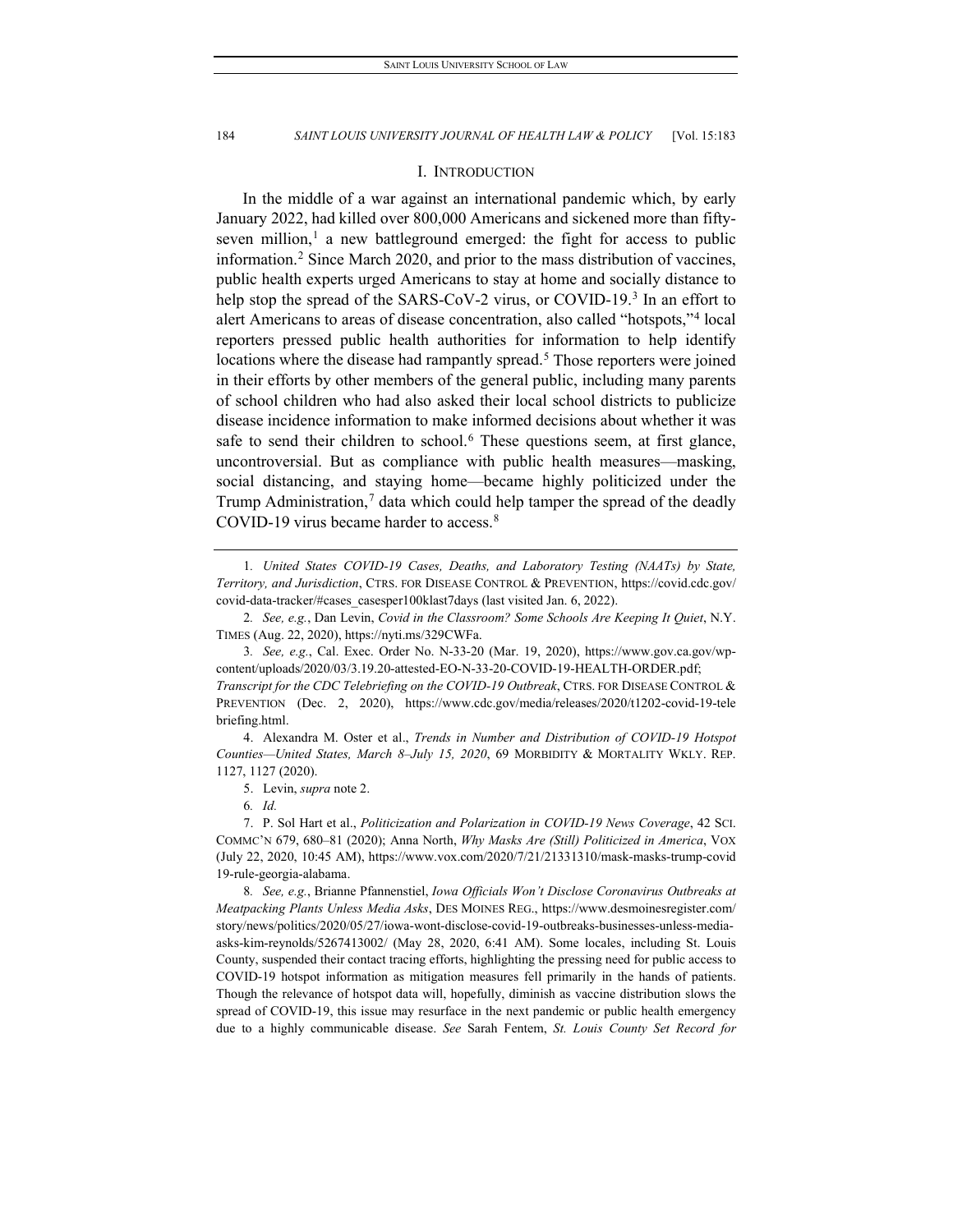## I. INTRODUCTION

In the middle of a war against an international pandemic which, by early January 2022, had killed over 800,000 Americans and sickened more than fifty-seven million,[1] a new battleground emerged: the fight for access to public information.[2] Since March 2020, and prior to the mass distribution of vaccines, public health experts urged Americans to stay at home and socially distance to help stop the spread of the SARS-CoV-2 virus, or COVID-19.[3] In an effort to alert Americans to areas of disease concentration, also called "hotspots,"[4] local reporters pressed public health authorities for information to help identify locations where the disease had rampantly spread.[5] Those reporters were joined in their efforts by other members of the general public, including many parents of school children who had also asked their local school districts to publicize disease incidence information to make informed decisions about whether it was safe to send their children to school.[6] These questions seem, at first glance, uncontroversial. But as compliance with public health measures—masking, social distancing, and staying home—became highly politicized under the Trump Administration,[7] data which could help tamper the spread of the deadly COVID-19 virus became harder to access.[8]

---

1. *United States COVID-19 Cases, Deaths, and Laboratory Testing (NAATs) by State, Territory, and Jurisdiction*, CTRS. FOR DISEASE CONTROL & PREVENTION, https://covid.cdc.gov/covid-data-tracker/#cases_casesper100klast7days (last visited Jan. 6, 2022).

2. *See, e.g.*, Dan Levin, *Covid in the Classroom? Some Schools Are Keeping It Quiet*, N.Y. TIMES (Aug. 22, 2020), https://nyti.ms/329CWFa.

3. *See, e.g.*, Cal. Exec. Order No. N-33-20 (Mar. 19, 2020), https://www.gov.ca.gov/wp-content/uploads/2020/03/3.19.20-attested-EO-N-33-20-COVID-19-HEALTH-ORDER.pdf; *Transcript for the CDC Telebriefing on the COVID-19 Outbreak*, CTRS. FOR DISEASE CONTROL & PREVENTION (Dec. 2, 2020), https://www.cdc.gov/media/releases/2020/t1202-covid-19-telebriefing.html.

4. Alexandra M. Oster et al., *Trends in Number and Distribution of COVID-19 Hotspot Counties—United States, March 8–July 15, 2020*, 69 MORBIDITY & MORTALITY WKLY. REP. 1127, 1127 (2020).

5. Levin, *supra* note 2.

6. *Id.*

7. P. Sol Hart et al., *Politicization and Polarization in COVID-19 News Coverage*, 42 SCI. COMMC'N 679, 680–81 (2020); Anna North, *Why Masks Are (Still) Politicized in America*, VOX (July 22, 2020, 10:45 AM), https://www.vox.com/2020/7/21/21331310/mask-masks-trump-covid19-rule-georgia-alabama.

8. *See, e.g.*, Brianne Pfannenstiel, *Iowa Officials Won't Disclose Coronavirus Outbreaks at Meatpacking Plants Unless Media Asks*, DES MOINES REG., https://www.desmoinesregister.com/story/news/politics/2020/05/27/iowa-wont-disclose-covid-19-outbreaks-businesses-unless-media-asks-kim-reynolds/5267413002/ (May 28, 2020, 6:41 AM). Some locales, including St. Louis County, suspended their contact tracing efforts, highlighting the pressing need for public access to COVID-19 hotspot information as mitigation measures fell primarily in the hands of patients. Though the relevance of hotspot data will, hopefully, diminish as vaccine distribution slows the spread of COVID-19, this issue may resurface in the next pandemic or public health emergency due to a highly communicable disease. *See* Sarah Fentem, *St. Louis County Set Record for*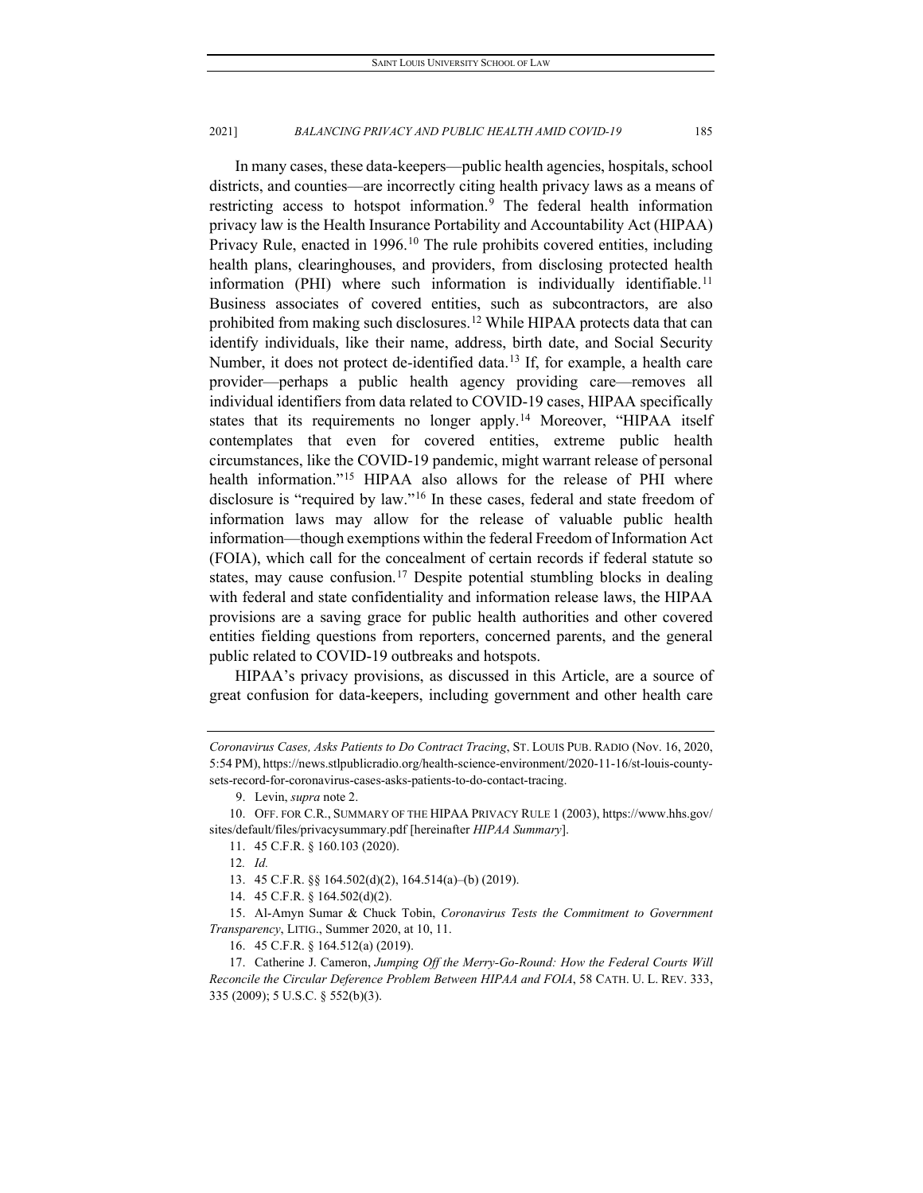In many cases, these data-keepers—public health agencies, hospitals, school districts, and counties—are incorrectly citing health privacy laws as a means of restricting access to hotspot information.[9] The federal health information privacy law is the Health Insurance Portability and Accountability Act (HIPAA) Privacy Rule, enacted in 1996.[10] The rule prohibits covered entities, including health plans, clearinghouses, and providers, from disclosing protected health information (PHI) where such information is individually identifiable.[11] Business associates of covered entities, such as subcontractors, are also prohibited from making such disclosures.[12] While HIPAA protects data that can identify individuals, like their name, address, birth date, and Social Security Number, it does not protect de-identified data.[13] If, for example, a health care provider—perhaps a public health agency providing care—removes all individual identifiers from data related to COVID-19 cases, HIPAA specifically states that its requirements no longer apply.[14] Moreover, "HIPAA itself contemplates that even for covered entities, extreme public health circumstances, like the COVID-19 pandemic, might warrant release of personal health information."[15] HIPAA also allows for the release of PHI where disclosure is "required by law."[16] In these cases, federal and state freedom of information laws may allow for the release of valuable public health information—though exemptions within the federal Freedom of Information Act (FOIA), which call for the concealment of certain records if federal statute so states, may cause confusion.[17] Despite potential stumbling blocks in dealing with federal and state confidentiality and information release laws, the HIPAA provisions are a saving grace for public health authorities and other covered entities fielding questions from reporters, concerned parents, and the general public related to COVID-19 outbreaks and hotspots.

HIPAA's privacy provisions, as discussed in this Article, are a source of great confusion for data-keepers, including government and other health care

---

*Coronavirus Cases, Asks Patients to Do Contract Tracing*, ST. LOUIS PUB. RADIO (Nov. 16, 2020, 5:54 PM), https://news.stlpublicradio.org/health-science-environment/2020-11-16/st-louis-county-sets-record-for-coronavirus-cases-asks-patients-to-do-contact-tracing.

9. Levin, *supra* note 2.

10. OFF. FOR C.R., SUMMARY OF THE HIPAA PRIVACY RULE 1 (2003), https://www.hhs.gov/sites/default/files/privacysummary.pdf [hereinafter *HIPAA Summary*].

11. 45 C.F.R. § 160.103 (2020).

12. *Id.*

13. 45 C.F.R. §§ 164.502(d)(2), 164.514(a)–(b) (2019).

14. 45 C.F.R. § 164.502(d)(2).

15. Al-Amyn Sumar & Chuck Tobin, *Coronavirus Tests the Commitment to Government Transparency*, LITIG., Summer 2020, at 10, 11.

16. 45 C.F.R. § 164.512(a) (2019).

17. Catherine J. Cameron, *Jumping Off the Merry-Go-Round: How the Federal Courts Will Reconcile the Circular Deference Problem Between HIPAA and FOIA*, 58 CATH. U. L. REV. 333, 335 (2009); 5 U.S.C. § 552(b)(3).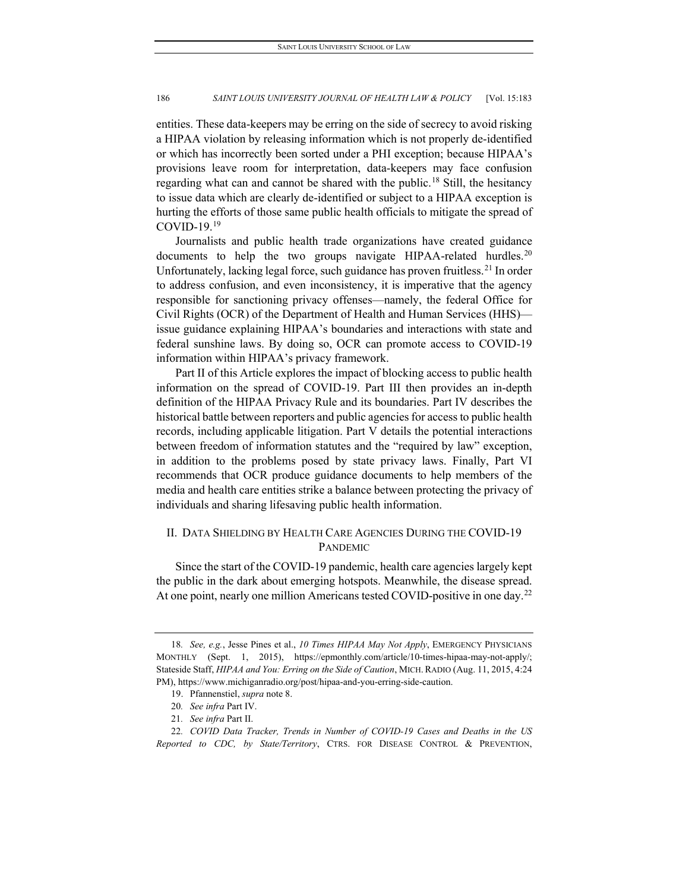entities. These data-keepers may be erring on the side of secrecy to avoid risking a HIPAA violation by releasing information which is not properly de-identified or which has incorrectly been sorted under a PHI exception; because HIPAA's provisions leave room for interpretation, data-keepers may face confusion regarding what can and cannot be shared with the public.[18] Still, the hesitancy to issue data which are clearly de-identified or subject to a HIPAA exception is hurting the efforts of those same public health officials to mitigate the spread of COVID-19.[19]

Journalists and public health trade organizations have created guidance documents to help the two groups navigate HIPAA-related hurdles.[20] Unfortunately, lacking legal force, such guidance has proven fruitless.[21] In order to address confusion, and even inconsistency, it is imperative that the agency responsible for sanctioning privacy offenses—namely, the federal Office for Civil Rights (OCR) of the Department of Health and Human Services (HHS)—issue guidance explaining HIPAA's boundaries and interactions with state and federal sunshine laws. By doing so, OCR can promote access to COVID-19 information within HIPAA's privacy framework.

Part II of this Article explores the impact of blocking access to public health information on the spread of COVID-19. Part III then provides an in-depth definition of the HIPAA Privacy Rule and its boundaries. Part IV describes the historical battle between reporters and public agencies for access to public health records, including applicable litigation. Part V details the potential interactions between freedom of information statutes and the "required by law" exception, in addition to the problems posed by state privacy laws. Finally, Part VI recommends that OCR produce guidance documents to help members of the media and health care entities strike a balance between protecting the privacy of individuals and sharing lifesaving public health information.

## II. Data Shielding by Health Care Agencies During the COVID-19 Pandemic

Since the start of the COVID-19 pandemic, health care agencies largely kept the public in the dark about emerging hotspots. Meanwhile, the disease spread. At one point, nearly one million Americans tested COVID-positive in one day.[22]

---

18. *See, e.g.*, Jesse Pines et al., *10 Times HIPAA May Not Apply*, Emergency Physicians Monthly (Sept. 1, 2015), https://epmonthly.com/article/10-times-hipaa-may-not-apply/; Stateside Staff, *HIPAA and You: Erring on the Side of Caution*, Mich. Radio (Aug. 11, 2015, 4:24 PM), https://www.michiganradio.org/post/hipaa-and-you-erring-side-caution.

19. Pfannenstiel, *supra* note 8.

20. *See infra* Part IV.

21. *See infra* Part II.

22. *COVID Data Tracker, Trends in Number of COVID-19 Cases and Deaths in the US Reported to CDC, by State/Territory*, Ctrs. for Disease Control & Prevention,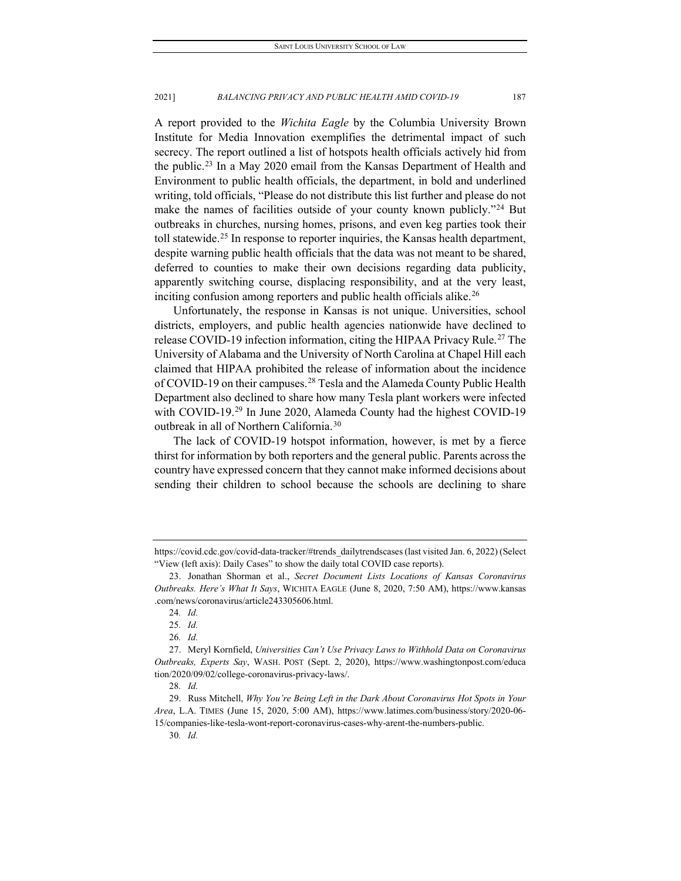A report provided to the *Wichita Eagle* by the Columbia University Brown Institute for Media Innovation exemplifies the detrimental impact of such secrecy. The report outlined a list of hotspots health officials actively hid from the public.[23] In a May 2020 email from the Kansas Department of Health and Environment to public health officials, the department, in bold and underlined writing, told officials, "Please do not distribute this list further and please do not make the names of facilities outside of your county known publicly."[24] But outbreaks in churches, nursing homes, prisons, and even keg parties took their toll statewide.[25] In response to reporter inquiries, the Kansas health department, despite warning public health officials that the data was not meant to be shared, deferred to counties to make their own decisions regarding data publicity, apparently switching course, displacing responsibility, and at the very least, inciting confusion among reporters and public health officials alike.[26]

Unfortunately, the response in Kansas is not unique. Universities, school districts, employers, and public health agencies nationwide have declined to release COVID-19 infection information, citing the HIPAA Privacy Rule.[27] The University of Alabama and the University of North Carolina at Chapel Hill each claimed that HIPAA prohibited the release of information about the incidence of COVID-19 on their campuses.[28] Tesla and the Alameda County Public Health Department also declined to share how many Tesla plant workers were infected with COVID-19.[29] In June 2020, Alameda County had the highest COVID-19 outbreak in all of Northern California.[30]

The lack of COVID-19 hotspot information, however, is met by a fierce thirst for information by both reporters and the general public. Parents across the country have expressed concern that they cannot make informed decisions about sending their children to school because the schools are declining to share

---

https://covid.cdc.gov/covid-data-tracker/#trends_dailytrendscases (last visited Jan. 6, 2022) (Select "View (left axis): Daily Cases" to show the daily total COVID case reports).

23. Jonathan Shorman et al., *Secret Document Lists Locations of Kansas Coronavirus Outbreaks. Here's What It Says*, WICHITA EAGLE (June 8, 2020, 7:50 AM), https://www.kansas.com/news/coronavirus/article243305606.html.

24. *Id.*

25. *Id.*

26. *Id.*

27. Meryl Kornfield, *Universities Can't Use Privacy Laws to Withhold Data on Coronavirus Outbreaks, Experts Say*, WASH. POST (Sept. 2, 2020), https://www.washingtonpost.com/education/2020/09/02/college-coronavirus-privacy-laws/.

28. *Id.*

29. Russ Mitchell, *Why You're Being Left in the Dark About Coronavirus Hot Spots in Your Area*, L.A. TIMES (June 15, 2020, 5:00 AM), https://www.latimes.com/business/story/2020-06-15/companies-like-tesla-wont-report-coronavirus-cases-why-arent-the-numbers-public.

30. *Id.*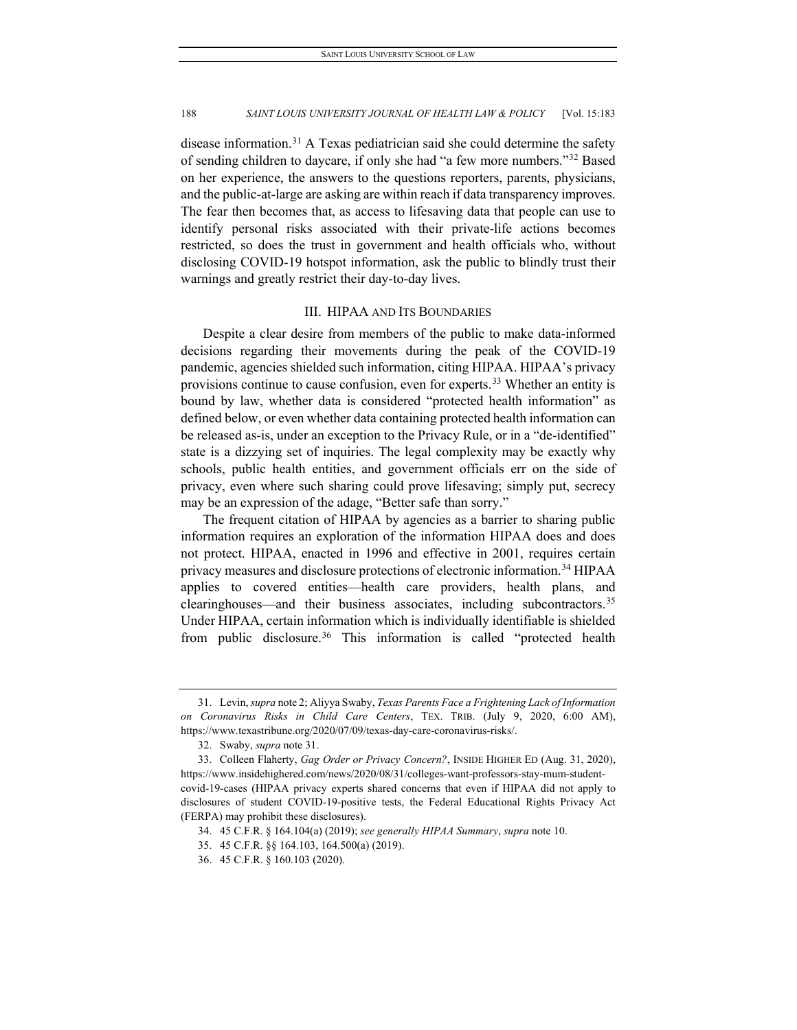disease information.[31] A Texas pediatrician said she could determine the safety of sending children to daycare, if only she had "a few more numbers."[32] Based on her experience, the answers to the questions reporters, parents, physicians, and the public-at-large are asking are within reach if data transparency improves. The fear then becomes that, as access to lifesaving data that people can use to identify personal risks associated with their private-life actions becomes restricted, so does the trust in government and health officials who, without disclosing COVID-19 hotspot information, ask the public to blindly trust their warnings and greatly restrict their day-to-day lives.

## III. HIPAA AND ITS BOUNDARIES

Despite a clear desire from members of the public to make data-informed decisions regarding their movements during the peak of the COVID-19 pandemic, agencies shielded such information, citing HIPAA. HIPAA's privacy provisions continue to cause confusion, even for experts.[33] Whether an entity is bound by law, whether data is considered "protected health information" as defined below, or even whether data containing protected health information can be released as-is, under an exception to the Privacy Rule, or in a "de-identified" state is a dizzying set of inquiries. The legal complexity may be exactly why schools, public health entities, and government officials err on the side of privacy, even where such sharing could prove lifesaving; simply put, secrecy may be an expression of the adage, "Better safe than sorry."

The frequent citation of HIPAA by agencies as a barrier to sharing public information requires an exploration of the information HIPAA does and does not protect. HIPAA, enacted in 1996 and effective in 2001, requires certain privacy measures and disclosure protections of electronic information.[34] HIPAA applies to covered entities—health care providers, health plans, and clearinghouses—and their business associates, including subcontractors.[35] Under HIPAA, certain information which is individually identifiable is shielded from public disclosure.[36] This information is called "protected health

---

31. Levin, *supra* note 2; Aliyya Swaby, *Texas Parents Face a Frightening Lack of Information on Coronavirus Risks in Child Care Centers*, TEX. TRIB. (July 9, 2020, 6:00 AM), https://www.texastribune.org/2020/07/09/texas-day-care-coronavirus-risks/.

32. Swaby, *supra* note 31.

33. Colleen Flaherty, *Gag Order or Privacy Concern?*, INSIDE HIGHER ED (Aug. 31, 2020), https://www.insidehighered.com/news/2020/08/31/colleges-want-professors-stay-mum-student-covid-19-cases (HIPAA privacy experts shared concerns that even if HIPAA did not apply to disclosures of student COVID-19-positive tests, the Federal Educational Rights Privacy Act (FERPA) may prohibit these disclosures).

34. 45 C.F.R. § 164.104(a) (2019); *see generally HIPAA Summary*, *supra* note 10.

35. 45 C.F.R. §§ 164.103, 164.500(a) (2019).

36. 45 C.F.R. § 160.103 (2020).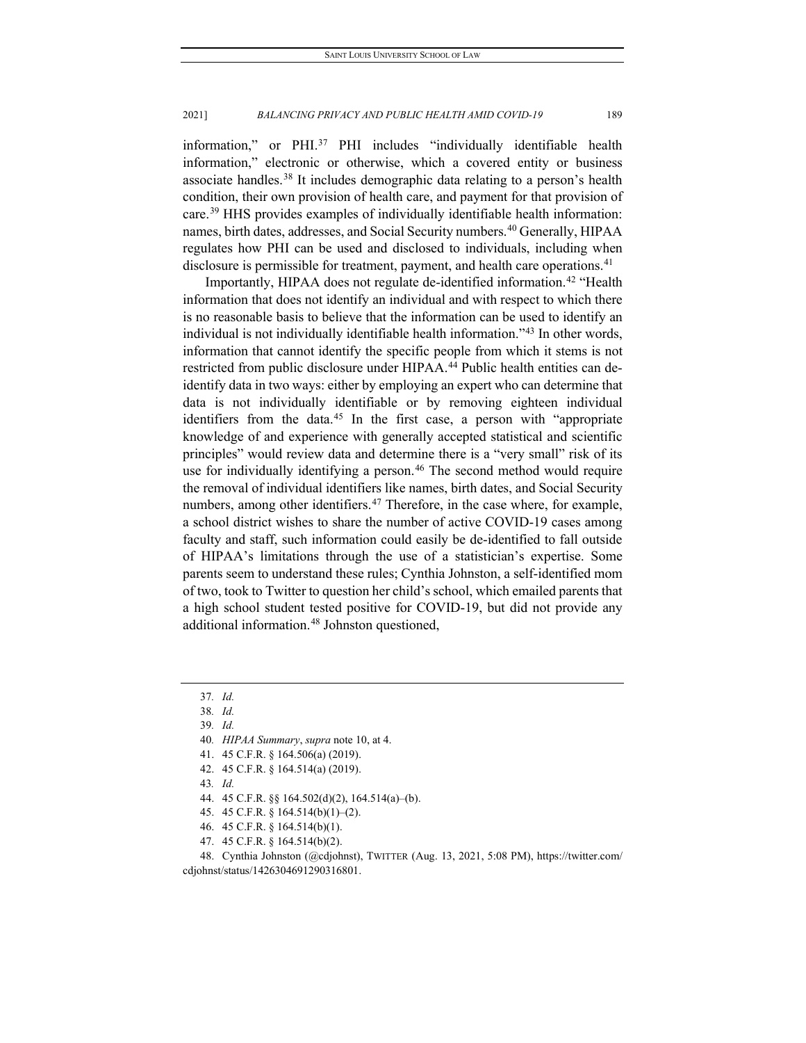information," or PHI.[37] PHI includes "individually identifiable health information," electronic or otherwise, which a covered entity or business associate handles.[38] It includes demographic data relating to a person's health condition, their own provision of health care, and payment for that provision of care.[39] HHS provides examples of individually identifiable health information: names, birth dates, addresses, and Social Security numbers.[40] Generally, HIPAA regulates how PHI can be used and disclosed to individuals, including when disclosure is permissible for treatment, payment, and health care operations.[41]

Importantly, HIPAA does not regulate de-identified information.[42] "Health information that does not identify an individual and with respect to which there is no reasonable basis to believe that the information can be used to identify an individual is not individually identifiable health information."[43] In other words, information that cannot identify the specific people from which it stems is not restricted from public disclosure under HIPAA.[44] Public health entities can de-identify data in two ways: either by employing an expert who can determine that data is not individually identifiable or by removing eighteen individual identifiers from the data.[45] In the first case, a person with "appropriate knowledge of and experience with generally accepted statistical and scientific principles" would review data and determine there is a "very small" risk of its use for individually identifying a person.[46] The second method would require the removal of individual identifiers like names, birth dates, and Social Security numbers, among other identifiers.[47] Therefore, in the case where, for example, a school district wishes to share the number of active COVID-19 cases among faculty and staff, such information could easily be de-identified to fall outside of HIPAA's limitations through the use of a statistician's expertise. Some parents seem to understand these rules; Cynthia Johnston, a self-identified mom of two, took to Twitter to question her child's school, which emailed parents that a high school student tested positive for COVID-19, but did not provide any additional information.[48] Johnston questioned,

---

37. *Id.*
38. *Id.*
39. *Id.*
40. *HIPAA Summary*, *supra* note 10, at 4.
41. 45 C.F.R. § 164.506(a) (2019).
42. 45 C.F.R. § 164.514(a) (2019).
43. *Id.*
44. 45 C.F.R. §§ 164.502(d)(2), 164.514(a)–(b).
45. 45 C.F.R. § 164.514(b)(1)–(2).
46. 45 C.F.R. § 164.514(b)(1).
47. 45 C.F.R. § 164.514(b)(2).
48. Cynthia Johnston (@cdjohnst), TWITTER (Aug. 13, 2021, 5:08 PM), https://twitter.com/cdjohnst/status/1426304691290316801.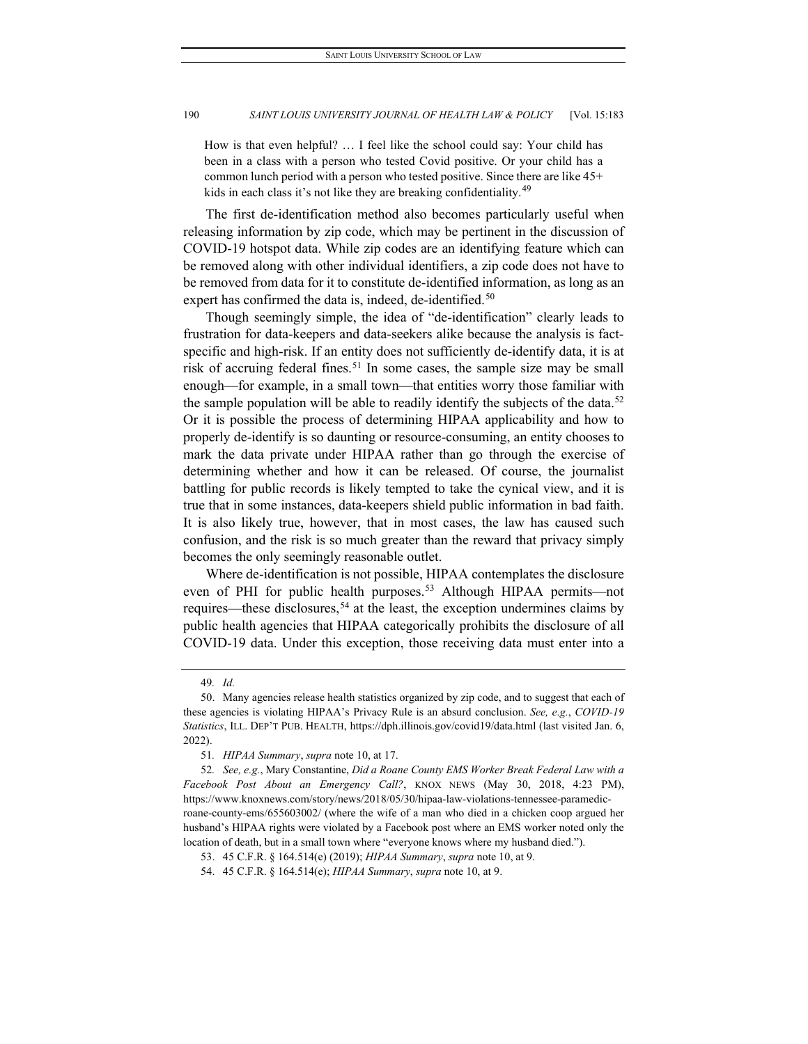> How is that even helpful? … I feel like the school could say: Your child has been in a class with a person who tested Covid positive. Or your child has a common lunch period with a person who tested positive. Since there are like 45+ kids in each class it's not like they are breaking confidentiality.[49]

The first de-identification method also becomes particularly useful when releasing information by zip code, which may be pertinent in the discussion of COVID-19 hotspot data. While zip codes are an identifying feature which can be removed along with other individual identifiers, a zip code does not have to be removed from data for it to constitute de-identified information, as long as an expert has confirmed the data is, indeed, de-identified.[50]

Though seemingly simple, the idea of "de-identification" clearly leads to frustration for data-keepers and data-seekers alike because the analysis is fact-specific and high-risk. If an entity does not sufficiently de-identify data, it is at risk of accruing federal fines.[51] In some cases, the sample size may be small enough—for example, in a small town—that entities worry those familiar with the sample population will be able to readily identify the subjects of the data.[52] Or it is possible the process of determining HIPAA applicability and how to properly de-identify is so daunting or resource-consuming, an entity chooses to mark the data private under HIPAA rather than go through the exercise of determining whether and how it can be released. Of course, the journalist battling for public records is likely tempted to take the cynical view, and it is true that in some instances, data-keepers shield public information in bad faith. It is also likely true, however, that in most cases, the law has caused such confusion, and the risk is so much greater than the reward that privacy simply becomes the only seemingly reasonable outlet.

Where de-identification is not possible, HIPAA contemplates the disclosure even of PHI for public health purposes.[53] Although HIPAA permits—not requires—these disclosures,[54] at the least, the exception undermines claims by public health agencies that HIPAA categorically prohibits the disclosure of all COVID-19 data. Under this exception, those receiving data must enter into a

---

49. *Id.*

50. Many agencies release health statistics organized by zip code, and to suggest that each of these agencies is violating HIPAA's Privacy Rule is an absurd conclusion. *See, e.g.*, *COVID-19 Statistics*, ILL. DEP'T PUB. HEALTH, https://dph.illinois.gov/covid19/data.html (last visited Jan. 6, 2022).

51. *HIPAA Summary*, *supra* note 10, at 17.

52. *See, e.g.*, Mary Constantine, *Did a Roane County EMS Worker Break Federal Law with a Facebook Post About an Emergency Call?*, KNOX NEWS (May 30, 2018, 4:23 PM), https://www.knoxnews.com/story/news/2018/05/30/hipaa-law-violations-tennessee-paramedic-roane-county-ems/655603002/ (where the wife of a man who died in a chicken coop argued her husband's HIPAA rights were violated by a Facebook post where an EMS worker noted only the location of death, but in a small town where "everyone knows where my husband died.").

53. 45 C.F.R. § 164.514(e) (2019); *HIPAA Summary*, *supra* note 10, at 9.

54. 45 C.F.R. § 164.514(e); *HIPAA Summary*, *supra* note 10, at 9.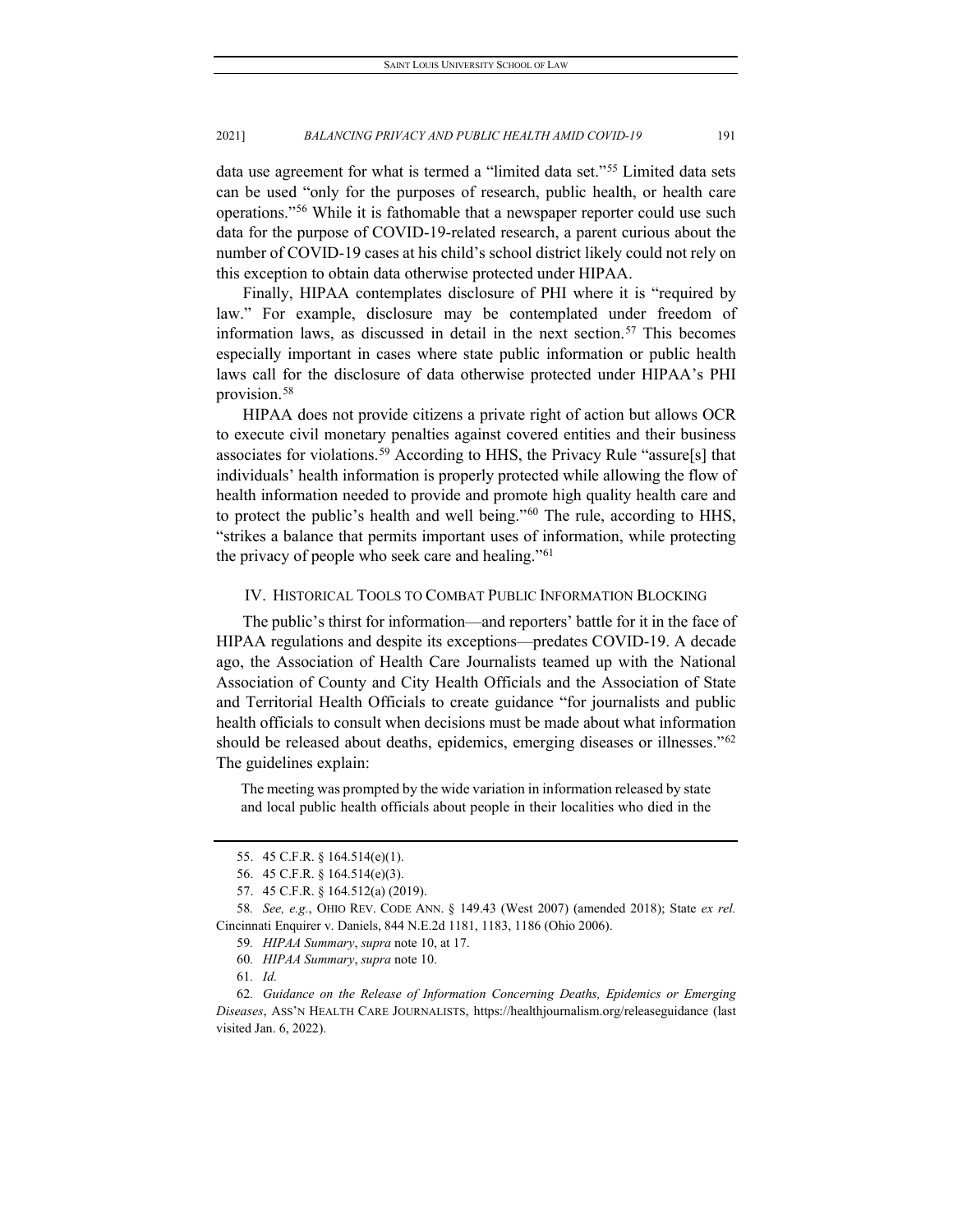data use agreement for what is termed a "limited data set."[55] Limited data sets can be used "only for the purposes of research, public health, or health care operations."[56] While it is fathomable that a newspaper reporter could use such data for the purpose of COVID-19-related research, a parent curious about the number of COVID-19 cases at his child's school district likely could not rely on this exception to obtain data otherwise protected under HIPAA.

Finally, HIPAA contemplates disclosure of PHI where it is "required by law." For example, disclosure may be contemplated under freedom of information laws, as discussed in detail in the next section.[57] This becomes especially important in cases where state public information or public health laws call for the disclosure of data otherwise protected under HIPAA's PHI provision.[58]

HIPAA does not provide citizens a private right of action but allows OCR to execute civil monetary penalties against covered entities and their business associates for violations.[59] According to HHS, the Privacy Rule "assure[s] that individuals' health information is properly protected while allowing the flow of health information needed to provide and promote high quality health care and to protect the public's health and well being."[60] The rule, according to HHS, "strikes a balance that permits important uses of information, while protecting the privacy of people who seek care and healing."[61]

## IV. HISTORICAL TOOLS TO COMBAT PUBLIC INFORMATION BLOCKING

The public's thirst for information—and reporters' battle for it in the face of HIPAA regulations and despite its exceptions—predates COVID-19. A decade ago, the Association of Health Care Journalists teamed up with the National Association of County and City Health Officials and the Association of State and Territorial Health Officials to create guidance "for journalists and public health officials to consult when decisions must be made about what information should be released about deaths, epidemics, emerging diseases or illnesses."[62] The guidelines explain:

> The meeting was prompted by the wide variation in information released by state and local public health officials about people in their localities who died in the

---

55. 45 C.F.R. § 164.514(e)(1).

56. 45 C.F.R. § 164.514(e)(3).

57. 45 C.F.R. § 164.512(a) (2019).

58. *See, e.g.*, OHIO REV. CODE ANN. § 149.43 (West 2007) (amended 2018); State *ex rel.* Cincinnati Enquirer v. Daniels, 844 N.E.2d 1181, 1183, 1186 (Ohio 2006).

59. *HIPAA Summary*, *supra* note 10, at 17.

60. *HIPAA Summary*, *supra* note 10.

61. *Id.*

62. *Guidance on the Release of Information Concerning Deaths, Epidemics or Emerging Diseases*, ASS'N HEALTH CARE JOURNALISTS, https://healthjournalism.org/releaseguidance (last visited Jan. 6, 2022).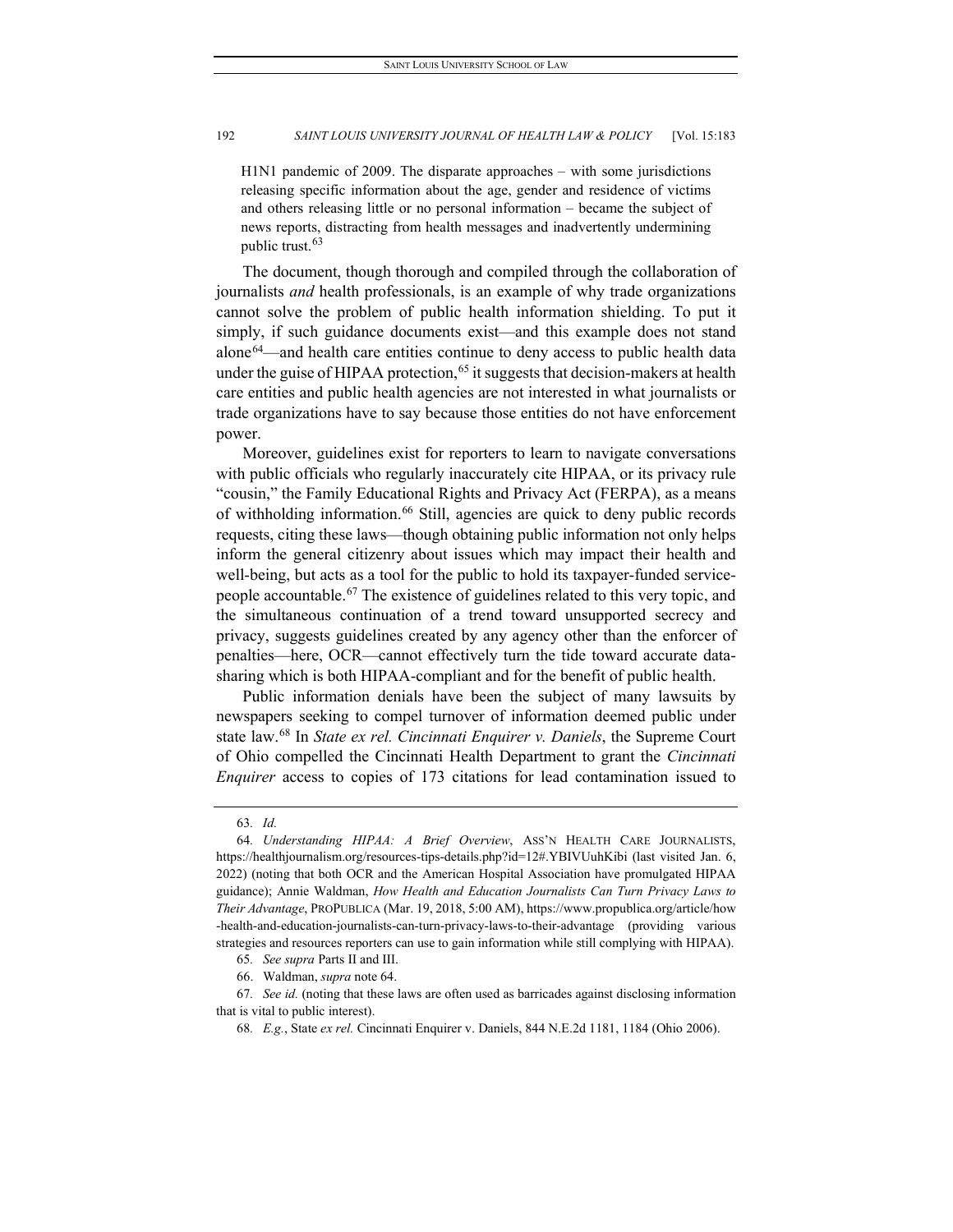H1N1 pandemic of 2009. The disparate approaches – with some jurisdictions releasing specific information about the age, gender and residence of victims and others releasing little or no personal information – became the subject of news reports, distracting from health messages and inadvertently undermining public trust.[63]

The document, though thorough and compiled through the collaboration of journalists *and* health professionals, is an example of why trade organizations cannot solve the problem of public health information shielding. To put it simply, if such guidance documents exist—and this example does not stand alone[64]—and health care entities continue to deny access to public health data under the guise of HIPAA protection,[65] it suggests that decision-makers at health care entities and public health agencies are not interested in what journalists or trade organizations have to say because those entities do not have enforcement power.

Moreover, guidelines exist for reporters to learn to navigate conversations with public officials who regularly inaccurately cite HIPAA, or its privacy rule "cousin," the Family Educational Rights and Privacy Act (FERPA), as a means of withholding information.[66] Still, agencies are quick to deny public records requests, citing these laws—though obtaining public information not only helps inform the general citizenry about issues which may impact their health and well-being, but acts as a tool for the public to hold its taxpayer-funded service-people accountable.[67] The existence of guidelines related to this very topic, and the simultaneous continuation of a trend toward unsupported secrecy and privacy, suggests guidelines created by any agency other than the enforcer of penalties—here, OCR—cannot effectively turn the tide toward accurate data-sharing which is both HIPAA-compliant and for the benefit of public health.

Public information denials have been the subject of many lawsuits by newspapers seeking to compel turnover of information deemed public under state law.[68] In *State ex rel. Cincinnati Enquirer v. Daniels*, the Supreme Court of Ohio compelled the Cincinnati Health Department to grant the *Cincinnati Enquirer* access to copies of 173 citations for lead contamination issued to

---

63. *Id.*

64. *Understanding HIPAA: A Brief Overview*, ASS'N HEALTH CARE JOURNALISTS, https://healthjournalism.org/resources-tips-details.php?id=12#.YBIVUuhKibi (last visited Jan. 6, 2022) (noting that both OCR and the American Hospital Association have promulgated HIPAA guidance); Annie Waldman, *How Health and Education Journalists Can Turn Privacy Laws to Their Advantage*, PROPUBLICA (Mar. 19, 2018, 5:00 AM), https://www.propublica.org/article/how-health-and-education-journalists-can-turn-privacy-laws-to-their-advantage (providing various strategies and resources reporters can use to gain information while still complying with HIPAA).

65. *See supra* Parts II and III.

66. Waldman, *supra* note 64.

67. *See id.* (noting that these laws are often used as barricades against disclosing information that is vital to public interest).

68. *E.g.*, State *ex rel.* Cincinnati Enquirer v. Daniels, 844 N.E.2d 1181, 1184 (Ohio 2006).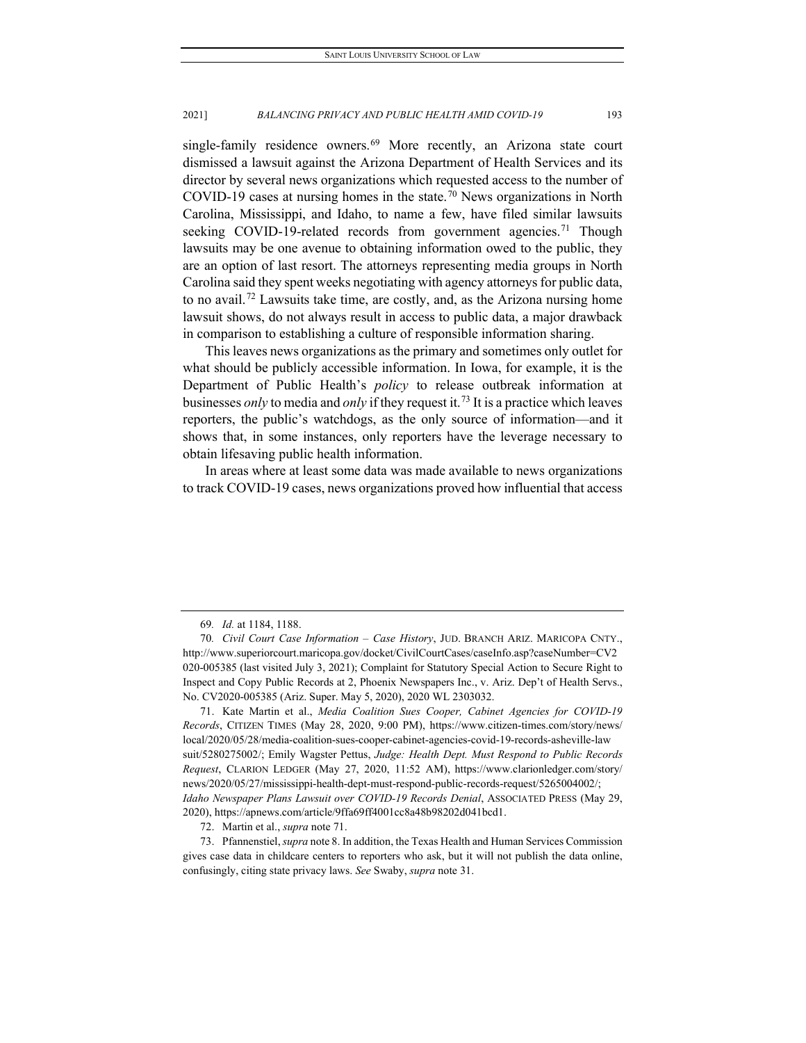single-family residence owners.[69] More recently, an Arizona state court dismissed a lawsuit against the Arizona Department of Health Services and its director by several news organizations which requested access to the number of COVID-19 cases at nursing homes in the state.[70] News organizations in North Carolina, Mississippi, and Idaho, to name a few, have filed similar lawsuits seeking COVID-19-related records from government agencies.[71] Though lawsuits may be one avenue to obtaining information owed to the public, they are an option of last resort. The attorneys representing media groups in North Carolina said they spent weeks negotiating with agency attorneys for public data, to no avail.[72] Lawsuits take time, are costly, and, as the Arizona nursing home lawsuit shows, do not always result in access to public data, a major drawback in comparison to establishing a culture of responsible information sharing.

This leaves news organizations as the primary and sometimes only outlet for what should be publicly accessible information. In Iowa, for example, it is the Department of Public Health's *policy* to release outbreak information at businesses *only* to media and *only* if they request it.[73] It is a practice which leaves reporters, the public's watchdogs, as the only source of information—and it shows that, in some instances, only reporters have the leverage necessary to obtain lifesaving public health information.

In areas where at least some data was made available to news organizations to track COVID-19 cases, news organizations proved how influential that access

---

69. *Id.* at 1184, 1188.

70. *Civil Court Case Information – Case History*, JUD. BRANCH ARIZ. MARICOPA CNTY., http://www.superiorcourt.maricopa.gov/docket/CivilCourtCases/caseInfo.asp?caseNumber=CV2020-005385 (last visited July 3, 2021); Complaint for Statutory Special Action to Secure Right to Inspect and Copy Public Records at 2, Phoenix Newspapers Inc., v. Ariz. Dep't of Health Servs., No. CV2020-005385 (Ariz. Super. May 5, 2020), 2020 WL 2303032.

71. Kate Martin et al., *Media Coalition Sues Cooper, Cabinet Agencies for COVID-19 Records*, CITIZEN TIMES (May 28, 2020, 9:00 PM), https://www.citizen-times.com/story/news/local/2020/05/28/media-coalition-sues-cooper-cabinet-agencies-covid-19-records-asheville-lawsuit/5280275002/; Emily Wagster Pettus, *Judge: Health Dept. Must Respond to Public Records Request*, CLARION LEDGER (May 27, 2020, 11:52 AM), https://www.clarionledger.com/story/news/2020/05/27/mississippi-health-dept-must-respond-public-records-request/5265004002/; *Idaho Newspaper Plans Lawsuit over COVID-19 Records Denial*, ASSOCIATED PRESS (May 29, 2020), https://apnews.com/article/9ffa69ff4001cc8a48b98202d041bcd1.

72. Martin et al., *supra* note 71.

73. Pfannenstiel, *supra* note 8. In addition, the Texas Health and Human Services Commission gives case data in childcare centers to reporters who ask, but it will not publish the data online, confusingly, citing state privacy laws. *See* Swaby, *supra* note 31.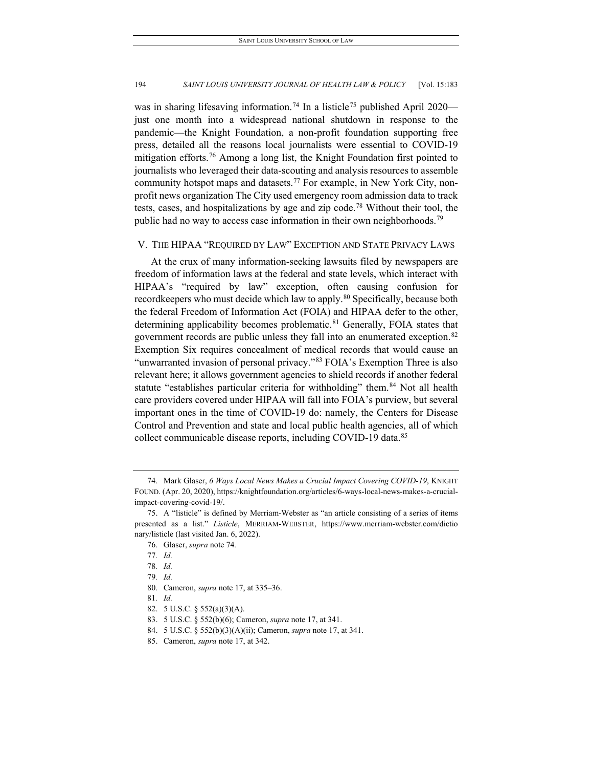was in sharing lifesaving information.[74] In a listicle[75] published April 2020—just one month into a widespread national shutdown in response to the pandemic—the Knight Foundation, a non-profit foundation supporting free press, detailed all the reasons local journalists were essential to COVID-19 mitigation efforts.[76] Among a long list, the Knight Foundation first pointed to journalists who leveraged their data-scouting and analysis resources to assemble community hotspot maps and datasets.[77] For example, in New York City, non-profit news organization The City used emergency room admission data to track tests, cases, and hospitalizations by age and zip code.[78] Without their tool, the public had no way to access case information in their own neighborhoods.[79]

## V. THE HIPAA "REQUIRED BY LAW" EXCEPTION AND STATE PRIVACY LAWS

At the crux of many information-seeking lawsuits filed by newspapers are freedom of information laws at the federal and state levels, which interact with HIPAA's "required by law" exception, often causing confusion for recordkeepers who must decide which law to apply.[80] Specifically, because both the federal Freedom of Information Act (FOIA) and HIPAA defer to the other, determining applicability becomes problematic.[81] Generally, FOIA states that government records are public unless they fall into an enumerated exception.[82] Exemption Six requires concealment of medical records that would cause an "unwarranted invasion of personal privacy."[83] FOIA's Exemption Three is also relevant here; it allows government agencies to shield records if another federal statute "establishes particular criteria for withholding" them.[84] Not all health care providers covered under HIPAA will fall into FOIA's purview, but several important ones in the time of COVID-19 do: namely, the Centers for Disease Control and Prevention and state and local public health agencies, all of which collect communicable disease reports, including COVID-19 data.[85]

---

74. Mark Glaser, *6 Ways Local News Makes a Crucial Impact Covering COVID-19*, KNIGHT FOUND. (Apr. 20, 2020), https://knightfoundation.org/articles/6-ways-local-news-makes-a-crucial-impact-covering-covid-19/.

75. A "listicle" is defined by Merriam-Webster as "an article consisting of a series of items presented as a list." *Listicle*, MERRIAM-WEBSTER, https://www.merriam-webster.com/dictionary/listicle (last visited Jan. 6, 2022).

76. Glaser, *supra* note 74.

77. *Id.*

78. *Id.*

79. *Id.*

80. Cameron, *supra* note 17, at 335–36.

81. *Id.*

82. 5 U.S.C. § 552(a)(3)(A).

83. 5 U.S.C. § 552(b)(6); Cameron, *supra* note 17, at 341.

84. 5 U.S.C. § 552(b)(3)(A)(ii); Cameron, *supra* note 17, at 341.

85. Cameron, *supra* note 17, at 342.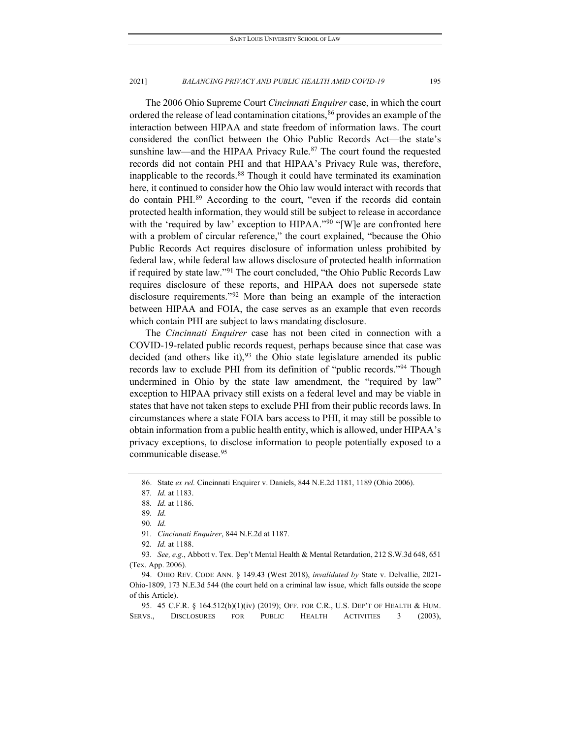The 2006 Ohio Supreme Court *Cincinnati Enquirer* case, in which the court ordered the release of lead contamination citations,[86] provides an example of the interaction between HIPAA and state freedom of information laws. The court considered the conflict between the Ohio Public Records Act—the state's sunshine law—and the HIPAA Privacy Rule.[87] The court found the requested records did not contain PHI and that HIPAA's Privacy Rule was, therefore, inapplicable to the records.[88] Though it could have terminated its examination here, it continued to consider how the Ohio law would interact with records that do contain PHI.[89] According to the court, "even if the records did contain protected health information, they would still be subject to release in accordance with the 'required by law' exception to HIPAA."[90] "[W]e are confronted here with a problem of circular reference," the court explained, "because the Ohio Public Records Act requires disclosure of information unless prohibited by federal law, while federal law allows disclosure of protected health information if required by state law."[91] The court concluded, "the Ohio Public Records Law requires disclosure of these reports, and HIPAA does not supersede state disclosure requirements."[92] More than being an example of the interaction between HIPAA and FOIA, the case serves as an example that even records which contain PHI are subject to laws mandating disclosure.

The *Cincinnati Enquirer* case has not been cited in connection with a COVID-19-related public records request, perhaps because since that case was decided (and others like it),[93] the Ohio state legislature amended its public records law to exclude PHI from its definition of "public records."[94] Though undermined in Ohio by the state law amendment, the "required by law" exception to HIPAA privacy still exists on a federal level and may be viable in states that have not taken steps to exclude PHI from their public records laws. In circumstances where a state FOIA bars access to PHI, it may still be possible to obtain information from a public health entity, which is allowed, under HIPAA's privacy exceptions, to disclose information to people potentially exposed to a communicable disease.[95]

---

86. State *ex rel.* Cincinnati Enquirer v. Daniels, 844 N.E.2d 1181, 1189 (Ohio 2006).

87. *Id.* at 1183.

88. *Id.* at 1186.

89. *Id.*

90. *Id.*

91. *Cincinnati Enquirer*, 844 N.E.2d at 1187.

92. *Id.* at 1188.

93. *See, e.g.*, Abbott v. Tex. Dep't Mental Health & Mental Retardation, 212 S.W.3d 648, 651 (Tex. App. 2006).

94. OHIO REV. CODE ANN. § 149.43 (West 2018), *invalidated by* State v. Delvallie, 2021-Ohio-1809, 173 N.E.3d 544 (the court held on a criminal law issue, which falls outside the scope of this Article).

95. 45 C.F.R. § 164.512(b)(1)(iv) (2019); OFF. FOR C.R., U.S. DEP'T OF HEALTH & HUM. SERVS., DISCLOSURES FOR PUBLIC HEALTH ACTIVITIES 3 (2003),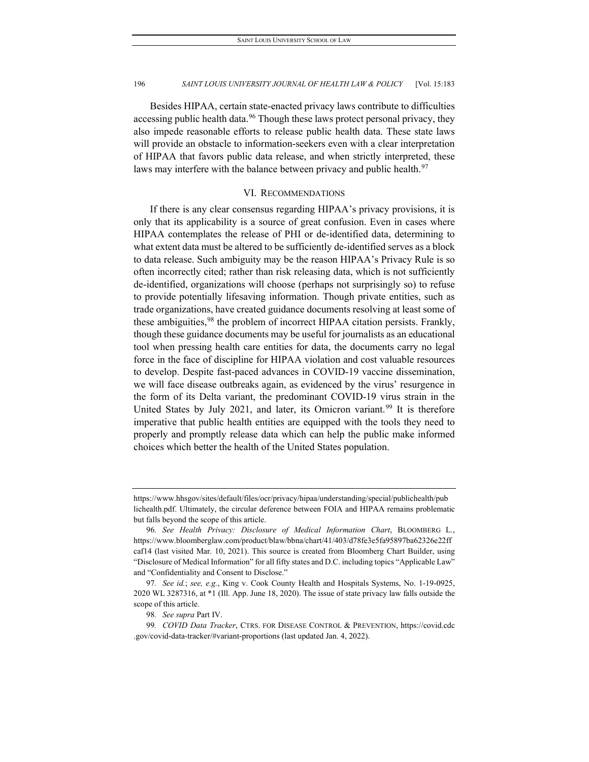Besides HIPAA, certain state-enacted privacy laws contribute to difficulties accessing public health data.[96] Though these laws protect personal privacy, they also impede reasonable efforts to release public health data. These state laws will provide an obstacle to information-seekers even with a clear interpretation of HIPAA that favors public data release, and when strictly interpreted, these laws may interfere with the balance between privacy and public health.[97]

## VI. RECOMMENDATIONS

If there is any clear consensus regarding HIPAA's privacy provisions, it is only that its applicability is a source of great confusion. Even in cases where HIPAA contemplates the release of PHI or de-identified data, determining to what extent data must be altered to be sufficiently de-identified serves as a block to data release. Such ambiguity may be the reason HIPAA's Privacy Rule is so often incorrectly cited; rather than risk releasing data, which is not sufficiently de-identified, organizations will choose (perhaps not surprisingly so) to refuse to provide potentially lifesaving information. Though private entities, such as trade organizations, have created guidance documents resolving at least some of these ambiguities,[98] the problem of incorrect HIPAA citation persists. Frankly, though these guidance documents may be useful for journalists as an educational tool when pressing health care entities for data, the documents carry no legal force in the face of discipline for HIPAA violation and cost valuable resources to develop. Despite fast-paced advances in COVID-19 vaccine dissemination, we will face disease outbreaks again, as evidenced by the virus' resurgence in the form of its Delta variant, the predominant COVID-19 virus strain in the United States by July 2021, and later, its Omicron variant.[99] It is therefore imperative that public health entities are equipped with the tools they need to properly and promptly release data which can help the public make informed choices which better the health of the United States population.

---

https://www.hhsgov/sites/default/files/ocr/privacy/hipaa/understanding/special/publichealth/publichealth.pdf. Ultimately, the circular deference between FOIA and HIPAA remains problematic but falls beyond the scope of this article.

96. *See Health Privacy: Disclosure of Medical Information Chart*, BLOOMBERG L., https://www.bloomberglaw.com/product/blaw/bbna/chart/41/403/d78fe3e5fa95897ba62326e22ffcaf14 (last visited Mar. 10, 2021). This source is created from Bloomberg Chart Builder, using "Disclosure of Medical Information" for all fifty states and D.C. including topics "Applicable Law" and "Confidentiality and Consent to Disclose."

97. *See id.*; *see, e.g.*, King v. Cook County Health and Hospitals Systems, No. 1-19-0925, 2020 WL 3287316, at *1 (Ill. App. June 18, 2020). The issue of state privacy law falls outside the scope of this article.

98. *See supra* Part IV.

99. *COVID Data Tracker*, CTRS. FOR DISEASE CONTROL & PREVENTION, https://covid.cdc.gov/covid-data-tracker/#variant-proportions (last updated Jan. 4, 2022).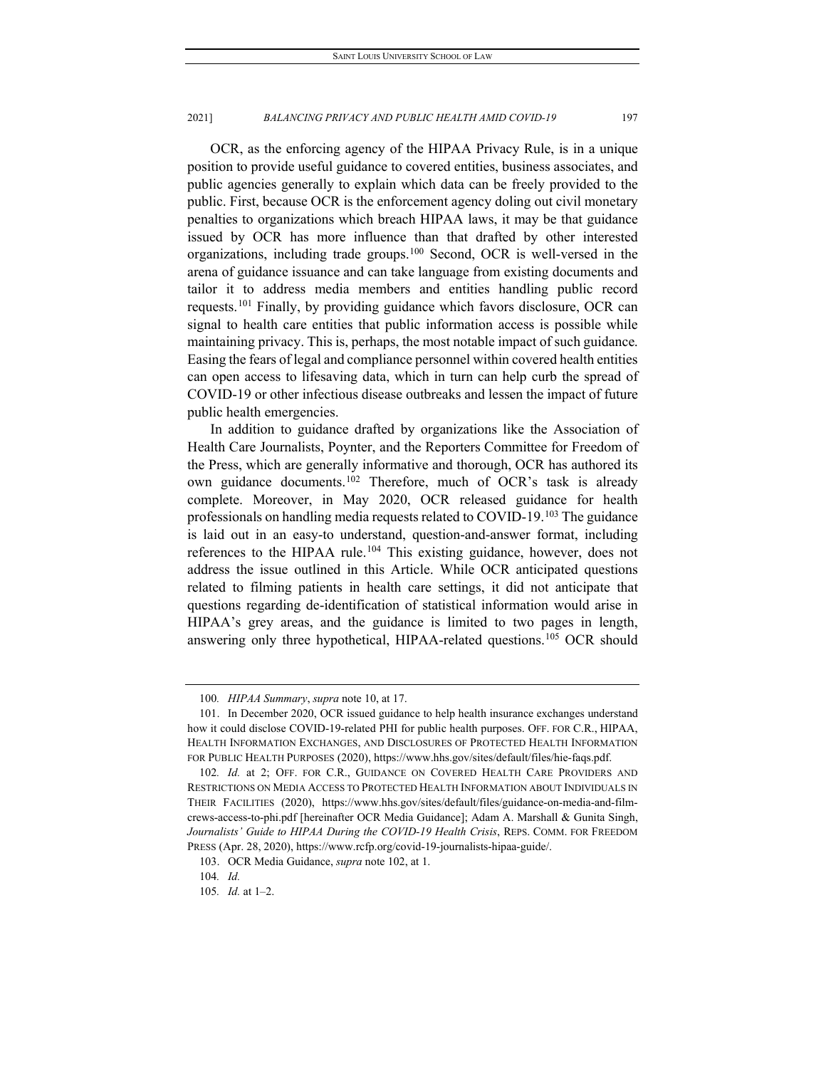OCR, as the enforcing agency of the HIPAA Privacy Rule, is in a unique position to provide useful guidance to covered entities, business associates, and public agencies generally to explain which data can be freely provided to the public. First, because OCR is the enforcement agency doling out civil monetary penalties to organizations which breach HIPAA laws, it may be that guidance issued by OCR has more influence than that drafted by other interested organizations, including trade groups.[100] Second, OCR is well-versed in the arena of guidance issuance and can take language from existing documents and tailor it to address media members and entities handling public record requests.[101] Finally, by providing guidance which favors disclosure, OCR can signal to health care entities that public information access is possible while maintaining privacy. This is, perhaps, the most notable impact of such guidance. Easing the fears of legal and compliance personnel within covered health entities can open access to lifesaving data, which in turn can help curb the spread of COVID-19 or other infectious disease outbreaks and lessen the impact of future public health emergencies.

In addition to guidance drafted by organizations like the Association of Health Care Journalists, Poynter, and the Reporters Committee for Freedom of the Press, which are generally informative and thorough, OCR has authored its own guidance documents.[102] Therefore, much of OCR's task is already complete. Moreover, in May 2020, OCR released guidance for health professionals on handling media requests related to COVID-19.[103] The guidance is laid out in an easy-to understand, question-and-answer format, including references to the HIPAA rule.[104] This existing guidance, however, does not address the issue outlined in this Article. While OCR anticipated questions related to filming patients in health care settings, it did not anticipate that questions regarding de-identification of statistical information would arise in HIPAA's grey areas, and the guidance is limited to two pages in length, answering only three hypothetical, HIPAA-related questions.[105] OCR should

---

100. *HIPAA Summary*, *supra* note 10, at 17.

101. In December 2020, OCR issued guidance to help health insurance exchanges understand how it could disclose COVID-19-related PHI for public health purposes. OFF. FOR C.R., HIPAA, HEALTH INFORMATION EXCHANGES, AND DISCLOSURES OF PROTECTED HEALTH INFORMATION FOR PUBLIC HEALTH PURPOSES (2020), https://www.hhs.gov/sites/default/files/hie-faqs.pdf.

102. *Id.* at 2; OFF. FOR C.R., GUIDANCE ON COVERED HEALTH CARE PROVIDERS AND RESTRICTIONS ON MEDIA ACCESS TO PROTECTED HEALTH INFORMATION ABOUT INDIVIDUALS IN THEIR FACILITIES (2020), https://www.hhs.gov/sites/default/files/guidance-on-media-and-film-crews-access-to-phi.pdf [hereinafter OCR Media Guidance]; Adam A. Marshall & Gunita Singh, *Journalists' Guide to HIPAA During the COVID-19 Health Crisis*, REPS. COMM. FOR FREEDOM PRESS (Apr. 28, 2020), https://www.rcfp.org/covid-19-journalists-hipaa-guide/.

103. OCR Media Guidance, *supra* note 102, at 1.

104. *Id.*

105. *Id.* at 1–2.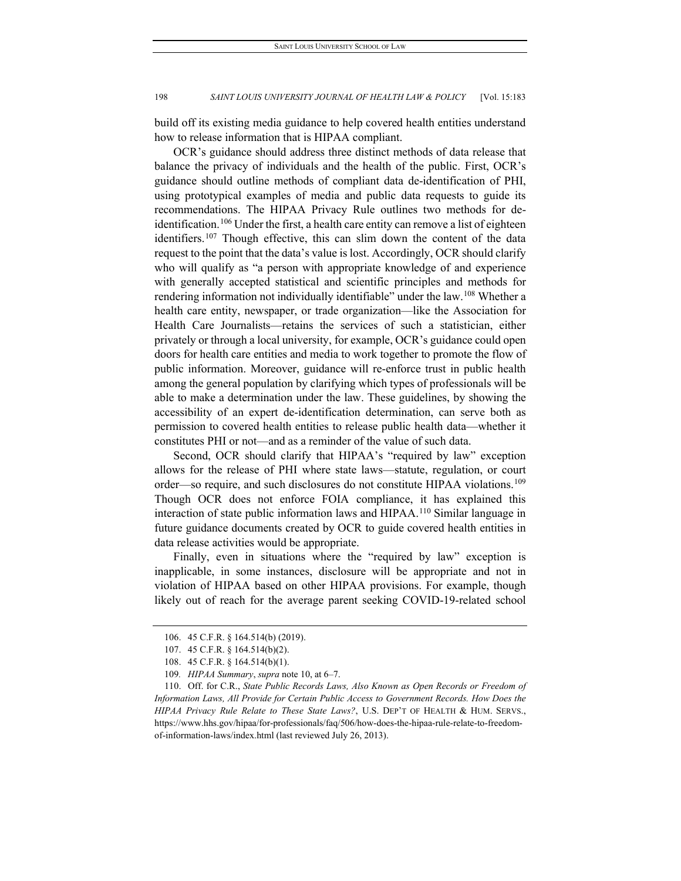build off its existing media guidance to help covered health entities understand how to release information that is HIPAA compliant.

OCR's guidance should address three distinct methods of data release that balance the privacy of individuals and the health of the public. First, OCR's guidance should outline methods of compliant data de-identification of PHI, using prototypical examples of media and public data requests to guide its recommendations. The HIPAA Privacy Rule outlines two methods for de-identification.[106] Under the first, a health care entity can remove a list of eighteen identifiers.[107] Though effective, this can slim down the content of the data request to the point that the data's value is lost. Accordingly, OCR should clarify who will qualify as "a person with appropriate knowledge of and experience with generally accepted statistical and scientific principles and methods for rendering information not individually identifiable" under the law.[108] Whether a health care entity, newspaper, or trade organization—like the Association for Health Care Journalists—retains the services of such a statistician, either privately or through a local university, for example, OCR's guidance could open doors for health care entities and media to work together to promote the flow of public information. Moreover, guidance will re-enforce trust in public health among the general population by clarifying which types of professionals will be able to make a determination under the law. These guidelines, by showing the accessibility of an expert de-identification determination, can serve both as permission to covered health entities to release public health data—whether it constitutes PHI or not—and as a reminder of the value of such data.

Second, OCR should clarify that HIPAA's "required by law" exception allows for the release of PHI where state laws—statute, regulation, or court order—so require, and such disclosures do not constitute HIPAA violations.[109] Though OCR does not enforce FOIA compliance, it has explained this interaction of state public information laws and HIPAA.[110] Similar language in future guidance documents created by OCR to guide covered health entities in data release activities would be appropriate.

Finally, even in situations where the "required by law" exception is inapplicable, in some instances, disclosure will be appropriate and not in violation of HIPAA based on other HIPAA provisions. For example, though likely out of reach for the average parent seeking COVID-19-related school

---

106. 45 C.F.R. § 164.514(b) (2019).

107. 45 C.F.R. § 164.514(b)(2).

108. 45 C.F.R. § 164.514(b)(1).

109. *HIPAA Summary*, *supra* note 10, at 6–7.

110. Off. for C.R., *State Public Records Laws, Also Known as Open Records or Freedom of Information Laws, All Provide for Certain Public Access to Government Records. How Does the HIPAA Privacy Rule Relate to These State Laws?*, U.S. DEP'T OF HEALTH & HUM. SERVS., https://www.hhs.gov/hipaa/for-professionals/faq/506/how-does-the-hipaa-rule-relate-to-freedom-of-information-laws/index.html (last reviewed July 26, 2013).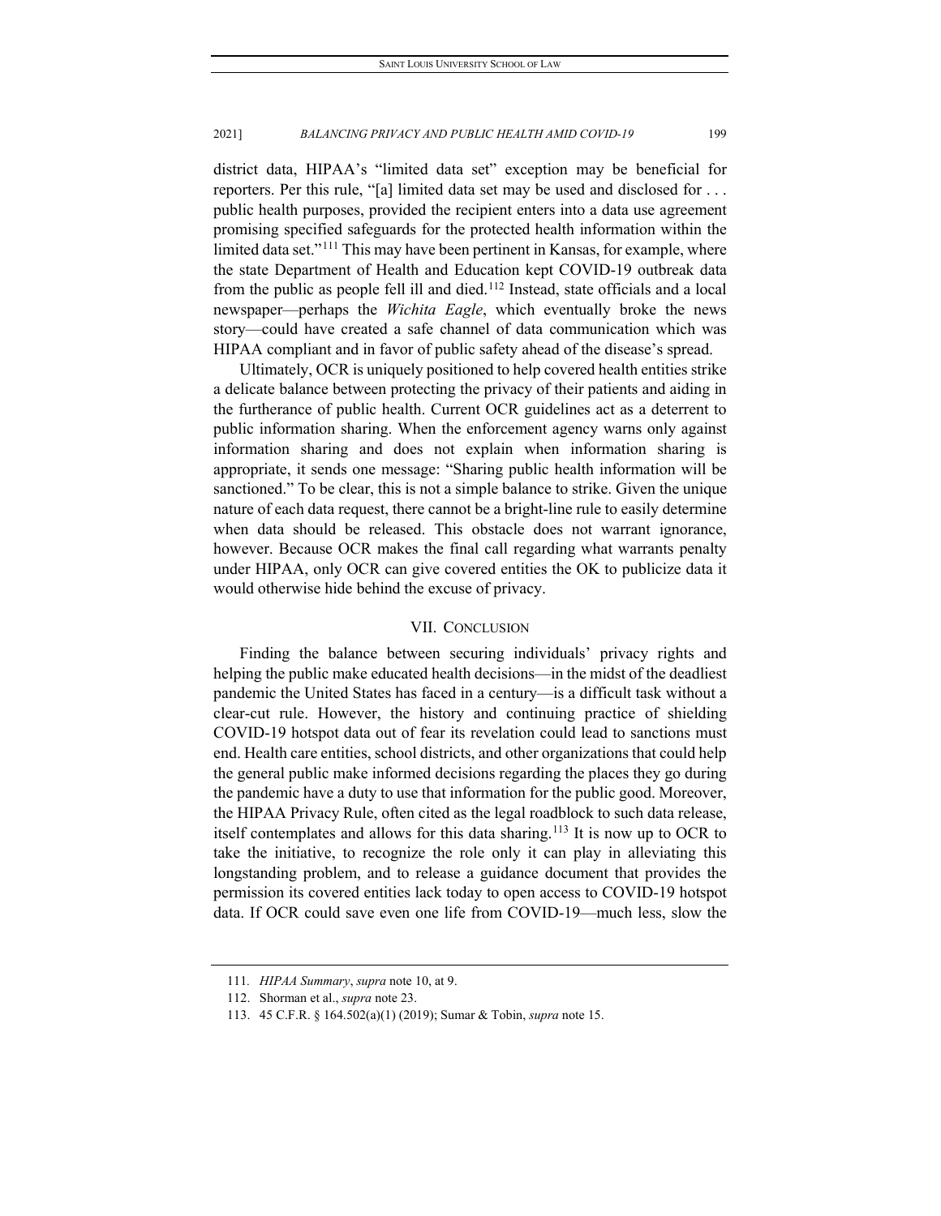district data, HIPAA's "limited data set" exception may be beneficial for reporters. Per this rule, "[a] limited data set may be used and disclosed for . . . public health purposes, provided the recipient enters into a data use agreement promising specified safeguards for the protected health information within the limited data set."[111] This may have been pertinent in Kansas, for example, where the state Department of Health and Education kept COVID-19 outbreak data from the public as people fell ill and died.[112] Instead, state officials and a local newspaper—perhaps the *Wichita Eagle*, which eventually broke the news story—could have created a safe channel of data communication which was HIPAA compliant and in favor of public safety ahead of the disease's spread.

Ultimately, OCR is uniquely positioned to help covered health entities strike a delicate balance between protecting the privacy of their patients and aiding in the furtherance of public health. Current OCR guidelines act as a deterrent to public information sharing. When the enforcement agency warns only against information sharing and does not explain when information sharing is appropriate, it sends one message: "Sharing public health information will be sanctioned." To be clear, this is not a simple balance to strike. Given the unique nature of each data request, there cannot be a bright-line rule to easily determine when data should be released. This obstacle does not warrant ignorance, however. Because OCR makes the final call regarding what warrants penalty under HIPAA, only OCR can give covered entities the OK to publicize data it would otherwise hide behind the excuse of privacy.

## VII. CONCLUSION

Finding the balance between securing individuals' privacy rights and helping the public make educated health decisions—in the midst of the deadliest pandemic the United States has faced in a century—is a difficult task without a clear-cut rule. However, the history and continuing practice of shielding COVID-19 hotspot data out of fear its revelation could lead to sanctions must end. Health care entities, school districts, and other organizations that could help the general public make informed decisions regarding the places they go during the pandemic have a duty to use that information for the public good. Moreover, the HIPAA Privacy Rule, often cited as the legal roadblock to such data release, itself contemplates and allows for this data sharing.[113] It is now up to OCR to take the initiative, to recognize the role only it can play in alleviating this longstanding problem, and to release a guidance document that provides the permission its covered entities lack today to open access to COVID-19 hotspot data. If OCR could save even one life from COVID-19—much less, slow the

111. *HIPAA Summary*, *supra* note 10, at 9.

112. Shorman et al., *supra* note 23.

113. 45 C.F.R. § 164.502(a)(1) (2019); Sumar & Tobin, *supra* note 15.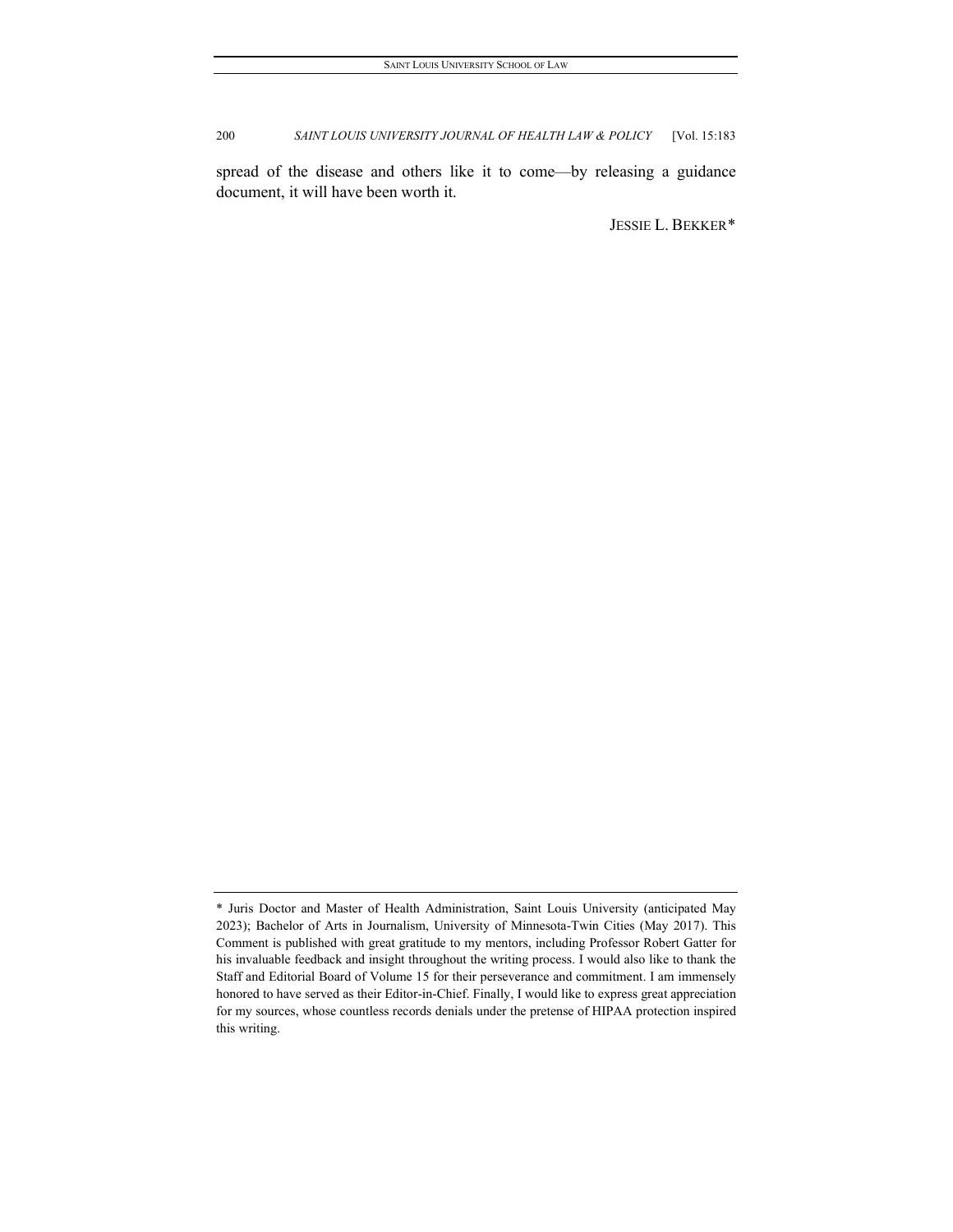spread of the disease and others like it to come—by releasing a guidance document, it will have been worth it.

JESSIE L. BEKKER*

---

* Juris Doctor and Master of Health Administration, Saint Louis University (anticipated May 2023); Bachelor of Arts in Journalism, University of Minnesota-Twin Cities (May 2017). This Comment is published with great gratitude to my mentors, including Professor Robert Gatter for his invaluable feedback and insight throughout the writing process. I would also like to thank the Staff and Editorial Board of Volume 15 for their perseverance and commitment. I am immensely honored to have served as their Editor-in-Chief. Finally, I would like to express great appreciation for my sources, whose countless records denials under the pretense of HIPAA protection inspired this writing.